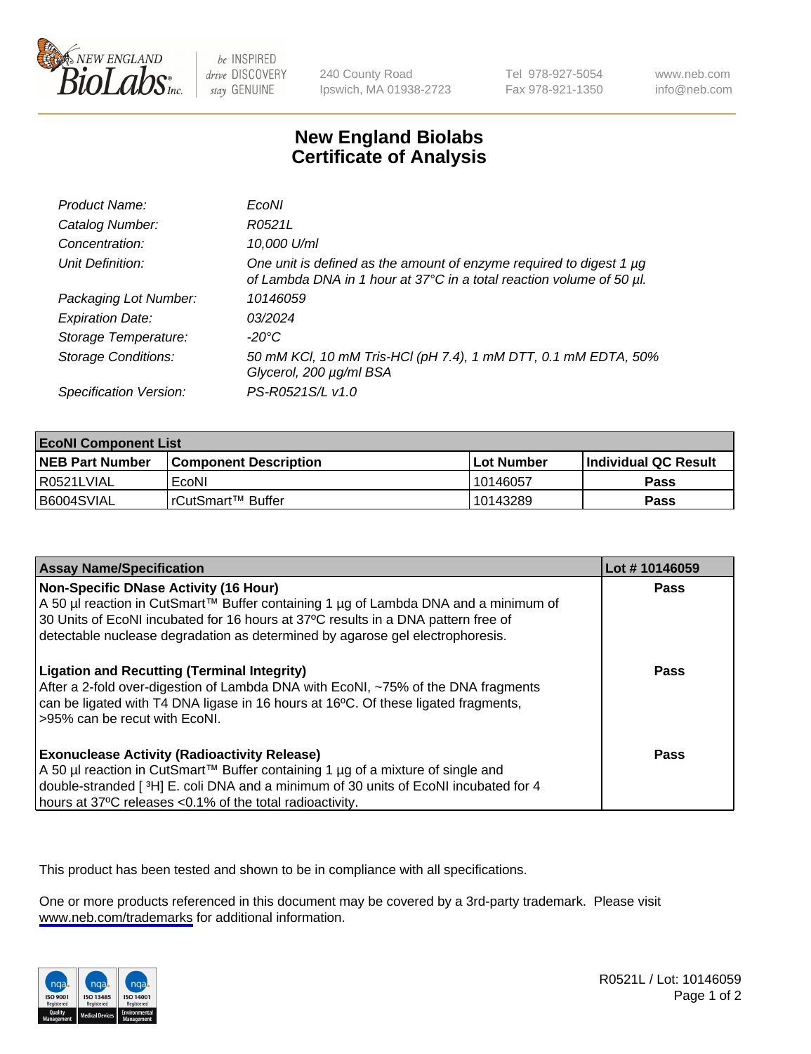# New England Biolabs Certificate of Analysis

| | |
|---|---|
| *Product Name:* | *EcoNI* |
| *Catalog Number:* | *R0521L* |
| *Concentration:* | *10,000 U/ml* |
| *Unit Definition:* | *One unit is defined as the amount of enzyme required to digest 1 µg of Lambda DNA in 1 hour at 37°C in a total reaction volume of 50 µl.* |
| *Packaging Lot Number:* | *10146059* |
| *Expiration Date:* | *03/2024* |
| *Storage Temperature:* | *-20°C* |
| *Storage Conditions:* | *50 mM KCl, 10 mM Tris-HCl (pH 7.4), 1 mM DTT, 0.1 mM EDTA, 50% Glycerol, 200 µg/ml BSA* |
| *Specification Version:* | *PS-R0521S/L v1.0* |

| **EcoNI Component List** | | | |
|---|---|---|---|
| **NEB Part Number** | **Component Description** | **Lot Number** | **Individual QC Result** |
| R0521LVIAL | EcoNI | 10146057 | **Pass** |
| B6004SVIAL | rCutSmart™ Buffer | 10143289 | **Pass** |

| **Assay Name/Specification** | **Lot # 10146059** |
|---|---|
| **Non-Specific DNase Activity (16 Hour)** A 50 µl reaction in CutSmart™ Buffer containing 1 µg of Lambda DNA and a minimum of 30 Units of EcoNI incubated for 16 hours at 37ºC results in a DNA pattern free of detectable nuclease degradation as determined by agarose gel electrophoresis. | **Pass** |
| **Ligation and Recutting (Terminal Integrity)** After a 2-fold over-digestion of Lambda DNA with EcoNI, ~75% of the DNA fragments can be ligated with T4 DNA ligase in 16 hours at 16ºC. Of these ligated fragments, >95% can be recut with EcoNI. | **Pass** |
| **Exonuclease Activity (Radioactivity Release)** A 50 µl reaction in CutSmart™ Buffer containing 1 µg of a mixture of single and double-stranded [ $^{3}$H] E. coli DNA and a minimum of 30 units of EcoNI incubated for 4 hours at 37ºC releases <0.1% of the total radioactivity. | **Pass** |

This product has been tested and shown to be in compliance with all specifications.

One or more products referenced in this document may be covered by a 3rd-party trademark. Please visit www.neb.com/trademarks for additional information.

R0521L / Lot: 10146059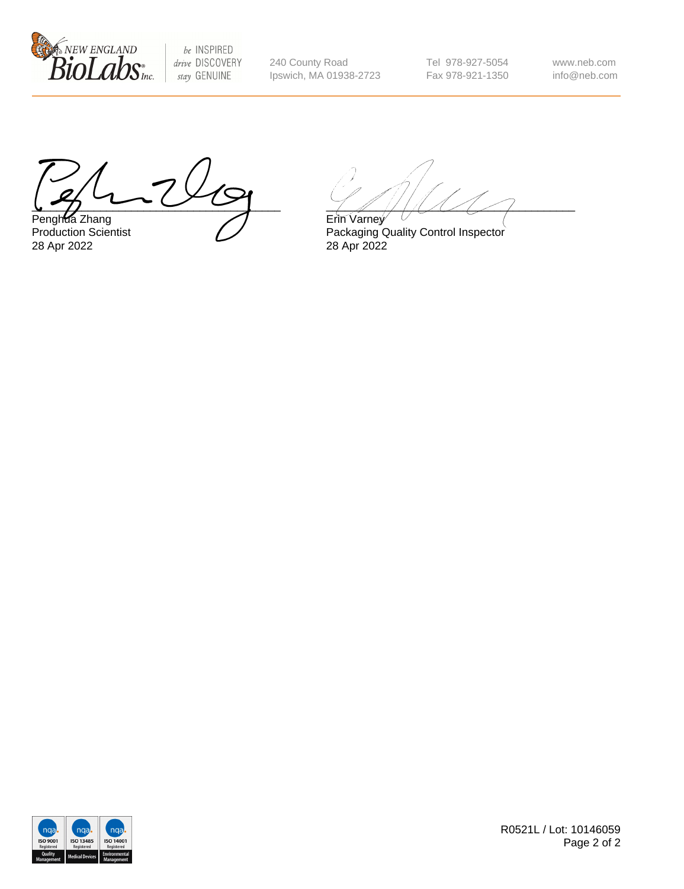Penghua Zhang
Production Scientist
28 Apr 2022

Erin Varney
Packaging Quality Control Inspector
28 Apr 2022

R0521L / Lot: 10146059